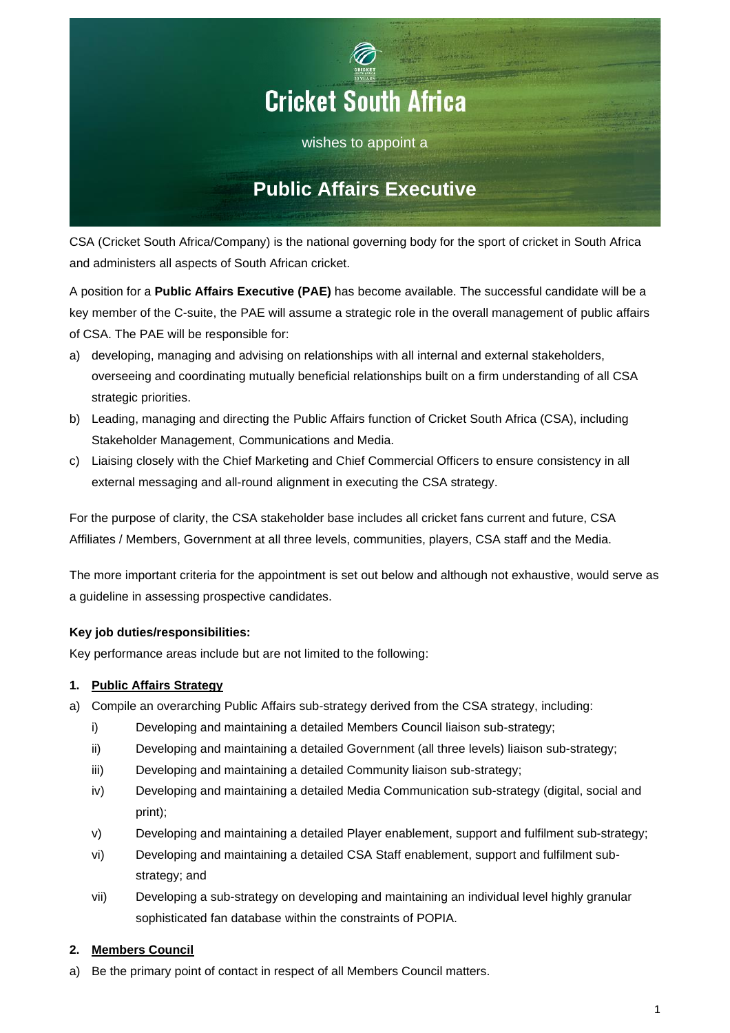# Cricket South Africa

wishes to appoint a

## Public Affairs Executive

CSA (Cricket South Africa/Company) is the national governing body for the sport of cricket in South Africa and administers all aspects of South African cricket.

A position for a **Public Affairs Executive (PAE)** has become available. The successful candidate will be a key member of the C-suite, the PAE will assume a strategic role in the overall management of public affairs of CSA. The PAE will be responsible for:

a) developing, managing and advising on relationships with all internal and external stakeholders, overseeing and coordinating mutually beneficial relationships built on a firm understanding of all CSA strategic priorities.
b) Leading, managing and directing the Public Affairs function of Cricket South Africa (CSA), including Stakeholder Management, Communications and Media.
c) Liaising closely with the Chief Marketing and Chief Commercial Officers to ensure consistency in all external messaging and all-round alignment in executing the CSA strategy.

For the purpose of clarity, the CSA stakeholder base includes all cricket fans current and future, CSA Affiliates / Members, Government at all three levels, communities, players, CSA staff and the Media.

The more important criteria for the appointment is set out below and although not exhaustive, would serve as a guideline in assessing prospective candidates.

**Key job duties/responsibilities:**

Key performance areas include but are not limited to the following:

**1. Public Affairs Strategy**

a) Compile an overarching Public Affairs sub-strategy derived from the CSA strategy, including:
   i) Developing and maintaining a detailed Members Council liaison sub-strategy;
   ii) Developing and maintaining a detailed Government (all three levels) liaison sub-strategy;
   iii) Developing and maintaining a detailed Community liaison sub-strategy;
   iv) Developing and maintaining a detailed Media Communication sub-strategy (digital, social and print);
   v) Developing and maintaining a detailed Player enablement, support and fulfilment sub-strategy;
   vi) Developing and maintaining a detailed CSA Staff enablement, support and fulfilment sub-strategy; and
   vii) Developing a sub-strategy on developing and maintaining an individual level highly granular sophisticated fan database within the constraints of POPIA.

**2. Members Council**

a) Be the primary point of contact in respect of all Members Council matters.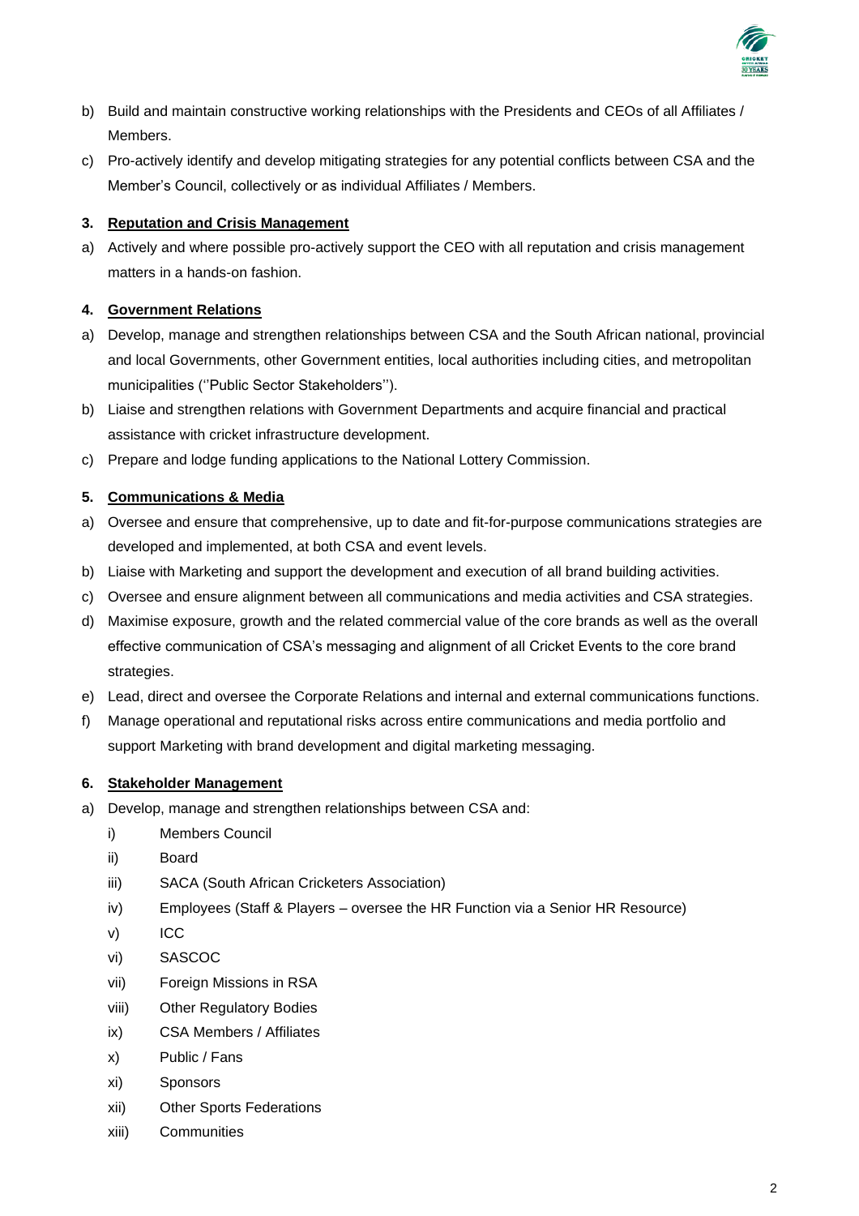b) Build and maintain constructive working relationships with the Presidents and CEOs of all Affiliates / Members.

c) Pro-actively identify and develop mitigating strategies for any potential conflicts between CSA and the Member's Council, collectively or as individual Affiliates / Members.

### 3. Reputation and Crisis Management

a) Actively and where possible pro-actively support the CEO with all reputation and crisis management matters in a hands-on fashion.

### 4. Government Relations

a) Develop, manage and strengthen relationships between CSA and the South African national, provincial and local Governments, other Government entities, local authorities including cities, and metropolitan municipalities (''Public Sector Stakeholders'').

b) Liaise and strengthen relations with Government Departments and acquire financial and practical assistance with cricket infrastructure development.

c) Prepare and lodge funding applications to the National Lottery Commission.

### 5. Communications & Media

a) Oversee and ensure that comprehensive, up to date and fit-for-purpose communications strategies are developed and implemented, at both CSA and event levels.

b) Liaise with Marketing and support the development and execution of all brand building activities.

c) Oversee and ensure alignment between all communications and media activities and CSA strategies.

d) Maximise exposure, growth and the related commercial value of the core brands as well as the overall effective communication of CSA's messaging and alignment of all Cricket Events to the core brand strategies.

e) Lead, direct and oversee the Corporate Relations and internal and external communications functions.

f) Manage operational and reputational risks across entire communications and media portfolio and support Marketing with brand development and digital marketing messaging.

### 6. Stakeholder Management

a) Develop, manage and strengthen relationships between CSA and:

   i) Members Council
   
   ii) Board
   
   iii) SACA (South African Cricketers Association)
   
   iv) Employees (Staff & Players – oversee the HR Function via a Senior HR Resource)
   
   v) ICC
   
   vi) SASCOC
   
   vii) Foreign Missions in RSA
   
   viii) Other Regulatory Bodies
   
   ix) CSA Members / Affiliates
   
   x) Public / Fans
   
   xi) Sponsors
   
   xii) Other Sports Federations
   
   xiii) Communities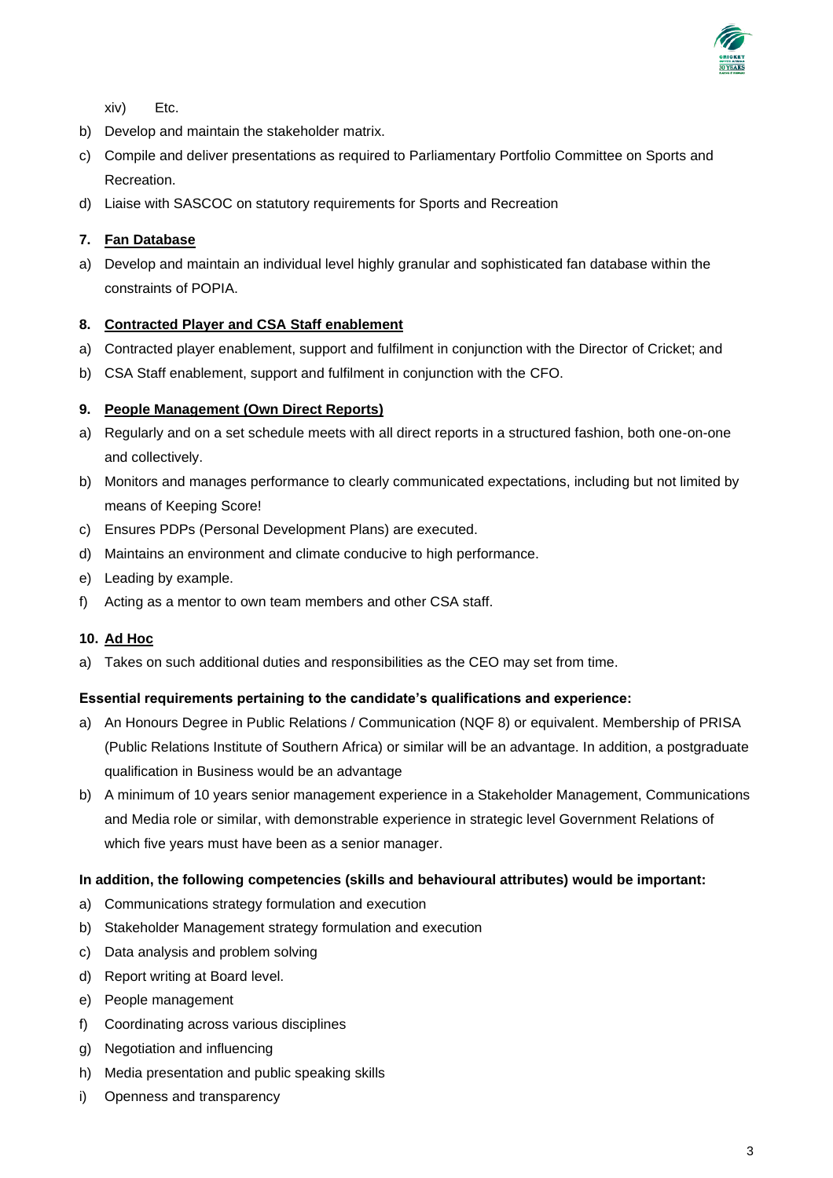xiv) Etc.

b) Develop and maintain the stakeholder matrix.

c) Compile and deliver presentations as required to Parliamentary Portfolio Committee on Sports and Recreation.

d) Liaise with SASCOC on statutory requirements for Sports and Recreation

**7. Fan Database**

a) Develop and maintain an individual level highly granular and sophisticated fan database within the constraints of POPIA.

**8. Contracted Player and CSA Staff enablement**

a) Contracted player enablement, support and fulfilment in conjunction with the Director of Cricket; and

b) CSA Staff enablement, support and fulfilment in conjunction with the CFO.

**9. People Management (Own Direct Reports)**

a) Regularly and on a set schedule meets with all direct reports in a structured fashion, both one-on-one and collectively.

b) Monitors and manages performance to clearly communicated expectations, including but not limited by means of Keeping Score!

c) Ensures PDPs (Personal Development Plans) are executed.

d) Maintains an environment and climate conducive to high performance.

e) Leading by example.

f) Acting as a mentor to own team members and other CSA staff.

**10. Ad Hoc**

a) Takes on such additional duties and responsibilities as the CEO may set from time.

**Essential requirements pertaining to the candidate's qualifications and experience:**

a) An Honours Degree in Public Relations / Communication (NQF 8) or equivalent. Membership of PRISA (Public Relations Institute of Southern Africa) or similar will be an advantage. In addition, a postgraduate qualification in Business would be an advantage

b) A minimum of 10 years senior management experience in a Stakeholder Management, Communications and Media role or similar, with demonstrable experience in strategic level Government Relations of which five years must have been as a senior manager.

**In addition, the following competencies (skills and behavioural attributes) would be important:**

a) Communications strategy formulation and execution

b) Stakeholder Management strategy formulation and execution

c) Data analysis and problem solving

d) Report writing at Board level.

e) People management

f) Coordinating across various disciplines

g) Negotiation and influencing

h) Media presentation and public speaking skills

i) Openness and transparency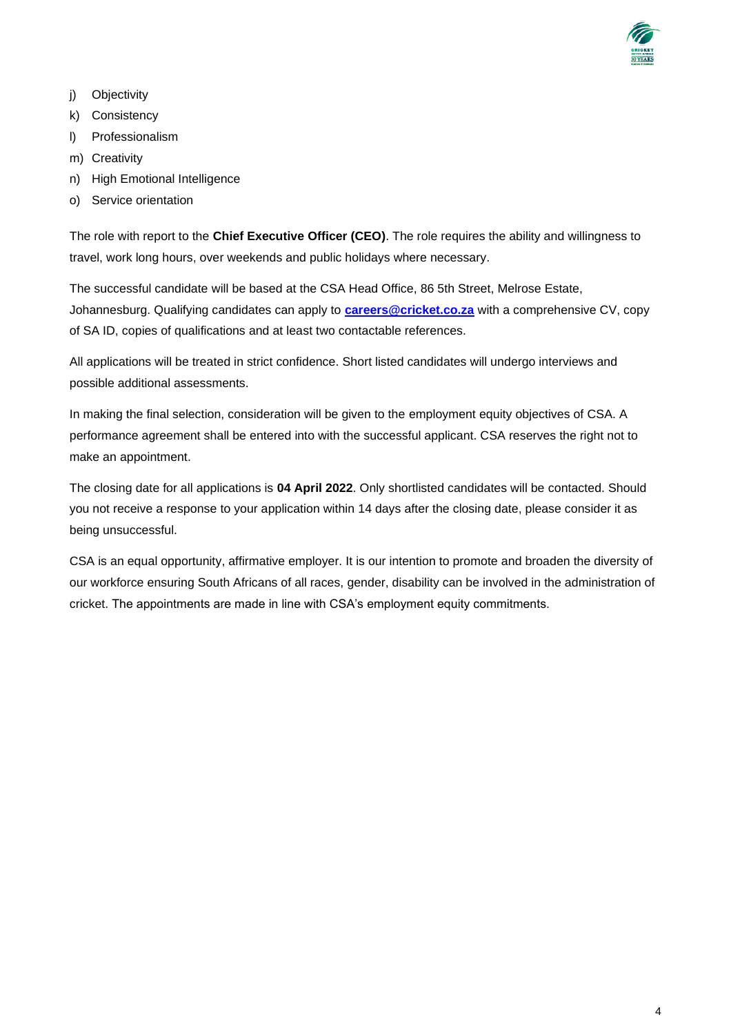j) Objectivity
k) Consistency
l) Professionalism
m) Creativity
n) High Emotional Intelligence
o) Service orientation

The role with report to the **Chief Executive Officer (CEO)**. The role requires the ability and willingness to travel, work long hours, over weekends and public holidays where necessary.

The successful candidate will be based at the CSA Head Office, 86 5th Street, Melrose Estate, Johannesburg. Qualifying candidates can apply to **careers@cricket.co.za** with a comprehensive CV, copy of SA ID, copies of qualifications and at least two contactable references.

All applications will be treated in strict confidence. Short listed candidates will undergo interviews and possible additional assessments.

In making the final selection, consideration will be given to the employment equity objectives of CSA. A performance agreement shall be entered into with the successful applicant. CSA reserves the right not to make an appointment.

The closing date for all applications is **04 April 2022**. Only shortlisted candidates will be contacted. Should you not receive a response to your application within 14 days after the closing date, please consider it as being unsuccessful.

CSA is an equal opportunity, affirmative employer. It is our intention to promote and broaden the diversity of our workforce ensuring South Africans of all races, gender, disability can be involved in the administration of cricket. The appointments are made in line with CSA's employment equity commitments.